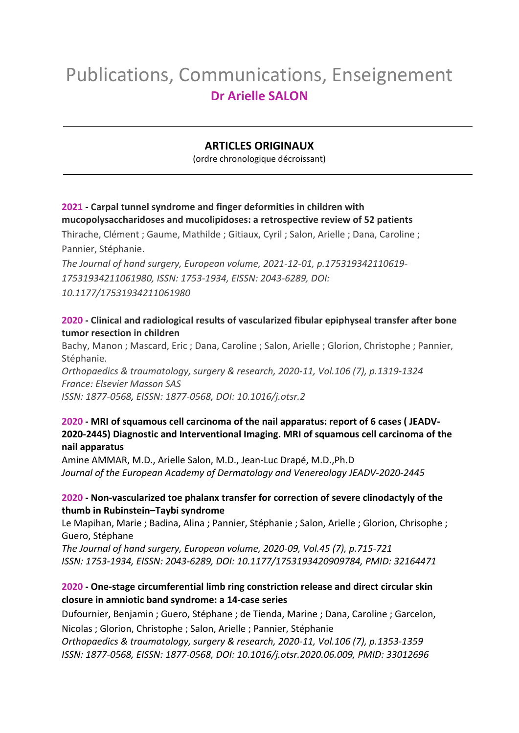# Publications, Communications, Enseignement

## Dr Arielle SALON

---

### ARTICLES ORIGINAUX

(ordre chronologique décroissant)

---

**2021 - Carpal tunnel syndrome and finger deformities in children with mucopolysaccharidoses and mucolipidoses: a retrospective review of 52 patients**
Thirache, Clément ; Gaume, Mathilde ; Gitiaux, Cyril ; Salon, Arielle ; Dana, Caroline ; Pannier, Stéphanie.
*The Journal of hand surgery, European volume, 2021-12-01, p.175319342110619-17531934211061980, ISSN: 1753-1934, EISSN: 2043-6289, DOI: 10.1177/17531934211061980*

**2020 - Clinical and radiological results of vascularized fibular epiphyseal transfer after bone tumor resection in children**
Bachy, Manon ; Mascard, Eric ; Dana, Caroline ; Salon, Arielle ; Glorion, Christophe ; Pannier, Stéphanie.
*Orthopaedics & traumatology, surgery & research, 2020-11, Vol.106 (7), p.1319-1324*
*France: Elsevier Masson SAS*
*ISSN: 1877-0568, EISSN: 1877-0568, DOI: 10.1016/j.otsr.2*

**2020 - MRI of squamous cell carcinoma of the nail apparatus: report of 6 cases ( JEADV-2020-2445) Diagnostic and Interventional Imaging. MRI of squamous cell carcinoma of the nail apparatus**
Amine AMMAR, M.D., Arielle Salon, M.D., Jean-Luc Drapé, M.D.,Ph.D
*Journal of the European Academy of Dermatology and Venereology JEADV-2020-2445*

**2020 - Non-vascularized toe phalanx transfer for correction of severe clinodactyly of the thumb in Rubinstein–Taybi syndrome**
Le Mapihan, Marie ; Badina, Alina ; Pannier, Stéphanie ; Salon, Arielle ; Glorion, Chrisophe ; Guero, Stéphane
*The Journal of hand surgery, European volume, 2020-09, Vol.45 (7), p.715-721*
*ISSN: 1753-1934, EISSN: 2043-6289, DOI: 10.1177/1753193420909784, PMID: 32164471*

**2020 - One-stage circumferential limb ring constriction release and direct circular skin closure in amniotic band syndrome: a 14-case series**
Dufournier, Benjamin ; Guero, Stéphane ; de Tienda, Marine ; Dana, Caroline ; Garcelon, Nicolas ; Glorion, Christophe ; Salon, Arielle ; Pannier, Stéphanie
*Orthopaedics & traumatology, surgery & research, 2020-11, Vol.106 (7), p.1353-1359*
*ISSN: 1877-0568, EISSN: 1877-0568, DOI: 10.1016/j.otsr.2020.06.009, PMID: 33012696*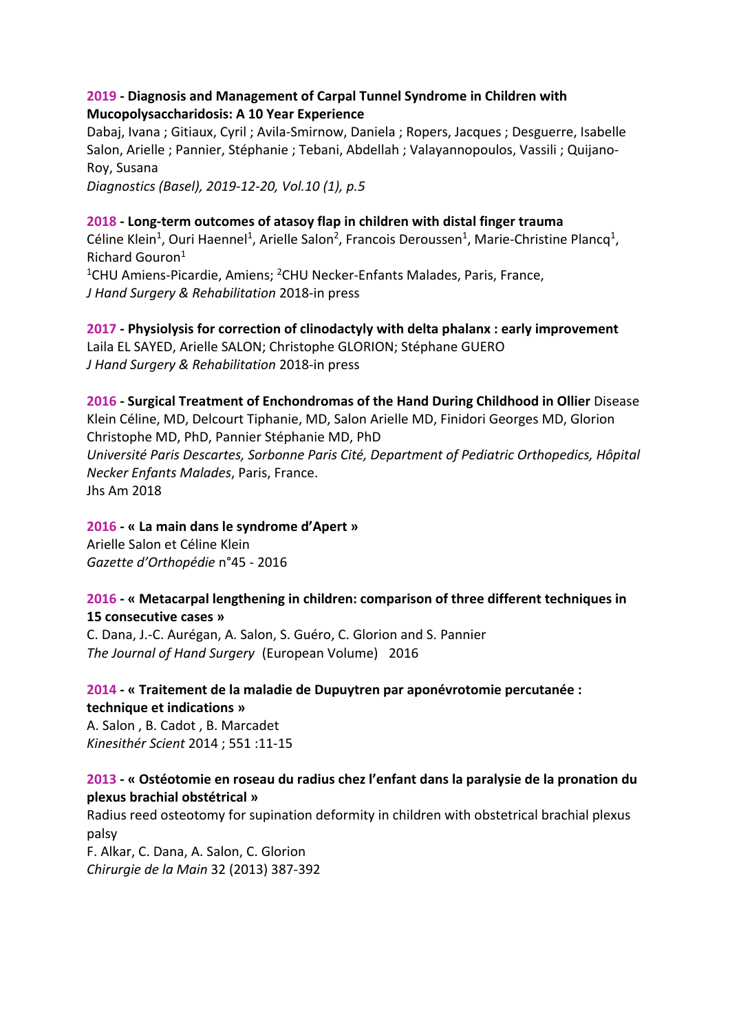**2019 - Diagnosis and Management of Carpal Tunnel Syndrome in Children with Mucopolysaccharidosis: A 10 Year Experience**
Dabaj, Ivana ; Gitiaux, Cyril ; Avila-Smirnow, Daniela ; Ropers, Jacques ; Desguerre, Isabelle Salon, Arielle ; Pannier, Stéphanie ; Tebani, Abdellah ; Valayannopoulos, Vassili ; Quijano-Roy, Susana
*Diagnostics (Basel), 2019-12-20, Vol.10 (1), p.5*

**2018 - Long-term outcomes of atasoy flap in children with distal finger trauma**
Céline Klein[1], Ouri Haennel[1], Arielle Salon[2], Francois Deroussen[1], Marie-Christine Plancq[1], Richard Gouron[1]
[1]CHU Amiens-Picardie, Amiens; [2]CHU Necker-Enfants Malades, Paris, France,
*J Hand Surgery & Rehabilitation* 2018-in press

**2017 - Physiolysis for correction of clinodactyly with delta phalanx : early improvement**
Laila EL SAYED, Arielle SALON; Christophe GLORION; Stéphane GUERO
*J Hand Surgery & Rehabilitation* 2018-in press

**2016 - Surgical Treatment of Enchondromas of the Hand During Childhood in Ollier** Disease
Klein Céline, MD, Delcourt Tiphanie, MD, Salon Arielle MD, Finidori Georges MD, Glorion Christophe MD, PhD, Pannier Stéphanie MD, PhD
*Université Paris Descartes, Sorbonne Paris Cité, Department of Pediatric Orthopedics, Hôpital Necker Enfants Malades*, Paris, France.
Jhs Am 2018

**2016 - « La main dans le syndrome d'Apert »**
Arielle Salon et Céline Klein
*Gazette d'Orthopédie* n°45 - 2016

**2016 - « Metacarpal lengthening in children: comparison of three different techniques in 15 consecutive cases »**
C. Dana, J.-C. Aurégan, A. Salon, S. Guéro, C. Glorion and S. Pannier
*The Journal of Hand Surgery* (European Volume) 2016

**2014 - « Traitement de la maladie de Dupuytren par aponévrotomie percutanée : technique et indications »**
A. Salon , B. Cadot , B. Marcadet
*Kinesithér Scient* 2014 ; 551 :11-15

**2013 - « Ostéotomie en roseau du radius chez l'enfant dans la paralysie de la pronation du plexus brachial obstétrical »**
Radius reed osteotomy for supination deformity in children with obstetrical brachial plexus palsy
F. Alkar, C. Dana, A. Salon, C. Glorion
*Chirurgie de la Main* 32 (2013) 387-392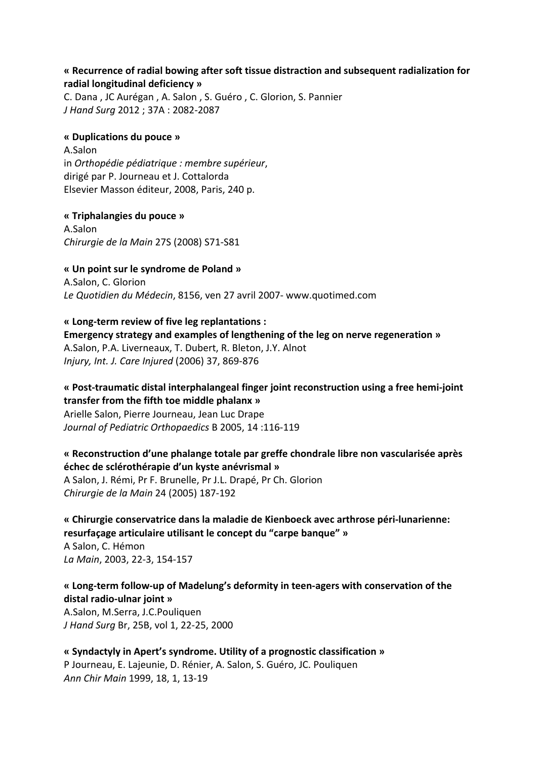**« Recurrence of radial bowing after soft tissue distraction and subsequent radialization for radial longitudinal deficiency »**
C. Dana , JC Aurégan , A. Salon , S. Guéro , C. Glorion, S. Pannier
*J Hand Surg* 2012 ; 37A : 2082-2087

**« Duplications du pouce »**
A.Salon
in *Orthopédie pédiatrique : membre supérieur*,
dirigé par P. Journeau et J. Cottalorda
Elsevier Masson éditeur, 2008, Paris, 240 p.

**« Triphalangies du pouce »**
A.Salon
*Chirurgie de la Main* 27S (2008) S71-S81

**« Un point sur le syndrome de Poland »**
A.Salon, C. Glorion
*Le Quotidien du Médecin*, 8156, ven 27 avril 2007- www.quotimed.com

**« Long-term review of five leg replantations :
Emergency strategy and examples of lengthening of the leg on nerve regeneration »**
A.Salon, P.A. Liverneaux, T. Dubert, R. Bleton, J.Y. Alnot
*Injury, Int. J. Care Injured* (2006) 37, 869-876

**« Post-traumatic distal interphalangeal finger joint reconstruction using a free hemi-joint transfer from the fifth toe middle phalanx »**
Arielle Salon, Pierre Journeau, Jean Luc Drape
*Journal of Pediatric Orthopaedics* B 2005, 14 :116-119

**« Reconstruction d'une phalange totale par greffe chondrale libre non vascularisée après échec de sclérothérapie d'un kyste anévrismal »**
A Salon, J. Rémi, Pr F. Brunelle, Pr J.L. Drapé, Pr Ch. Glorion
*Chirurgie de la Main* 24 (2005) 187-192

**« Chirurgie conservatrice dans la maladie de Kienboeck avec arthrose péri-lunarienne: resurfaçage articulaire utilisant le concept du "carpe banque" »**
A Salon, C. Hémon
*La Main*, 2003, 22-3, 154-157

**« Long-term follow-up of Madelung's deformity in teen-agers with conservation of the distal radio-ulnar joint »**
A.Salon, M.Serra, J.C.Pouliquen
*J Hand Surg* Br, 25B, vol 1, 22-25, 2000

**« Syndactyly in Apert's syndrome. Utility of a prognostic classification »**
P Journeau, E. Lajeunie, D. Rénier, A. Salon, S. Guéro, JC. Pouliquen
*Ann Chir Main* 1999, 18, 1, 13-19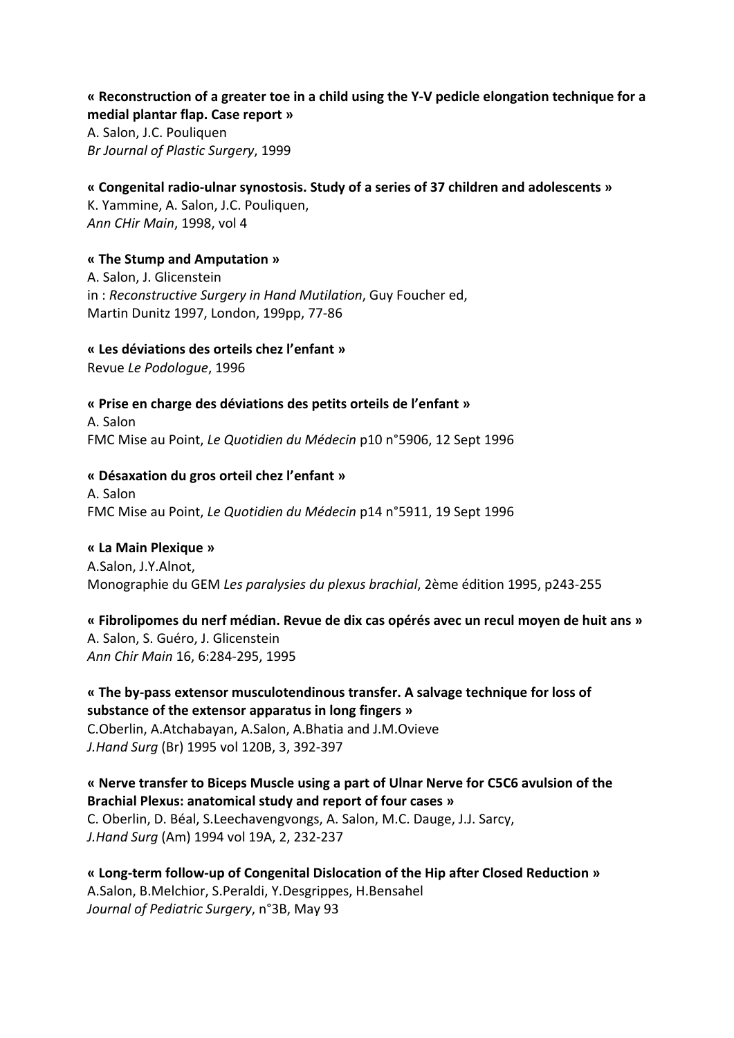**« Reconstruction of a greater toe in a child using the Y-V pedicle elongation technique for a medial plantar flap. Case report »**
A. Salon, J.C. Pouliquen
*Br Journal of Plastic Surgery*, 1999

**« Congenital radio-ulnar synostosis. Study of a series of 37 children and adolescents »**
K. Yammine, A. Salon, J.C. Pouliquen,
*Ann CHir Main*, 1998, vol 4

**« The Stump and Amputation »**
A. Salon, J. Glicenstein
in : *Reconstructive Surgery in Hand Mutilation*, Guy Foucher ed,
Martin Dunitz 1997, London, 199pp, 77-86

**« Les déviations des orteils chez l'enfant »**
Revue *Le Podologue*, 1996

**« Prise en charge des déviations des petits orteils de l'enfant »**
A. Salon
FMC Mise au Point, *Le Quotidien du Médecin* p10 n°5906, 12 Sept 1996

**« Désaxation du gros orteil chez l'enfant »**
A. Salon
FMC Mise au Point, *Le Quotidien du Médecin* p14 n°5911, 19 Sept 1996

**« La Main Plexique »**
A.Salon, J.Y.Alnot,
Monographie du GEM *Les paralysies du plexus brachial*, 2ème édition 1995, p243-255

**« Fibrolipomes du nerf médian. Revue de dix cas opérés avec un recul moyen de huit ans »**
A. Salon, S. Guéro, J. Glicenstein
*Ann Chir Main* 16, 6:284-295, 1995

**« The by-pass extensor musculotendinous transfer. A salvage technique for loss of substance of the extensor apparatus in long fingers »**
C.Oberlin, A.Atchabayan, A.Salon, A.Bhatia and J.M.Ovieve
*J.Hand Surg* (Br) 1995 vol 120B, 3, 392-397

**« Nerve transfer to Biceps Muscle using a part of Ulnar Nerve for C5C6 avulsion of the Brachial Plexus: anatomical study and report of four cases »**
C. Oberlin, D. Béal, S.Leechavengvongs, A. Salon, M.C. Dauge, J.J. Sarcy,
*J.Hand Surg* (Am) 1994 vol 19A, 2, 232-237

**« Long-term follow-up of Congenital Dislocation of the Hip after Closed Reduction »**
A.Salon, B.Melchior, S.Peraldi, Y.Desgrippes, H.Bensahel
*Journal of Pediatric Surgery*, n°3B, May 93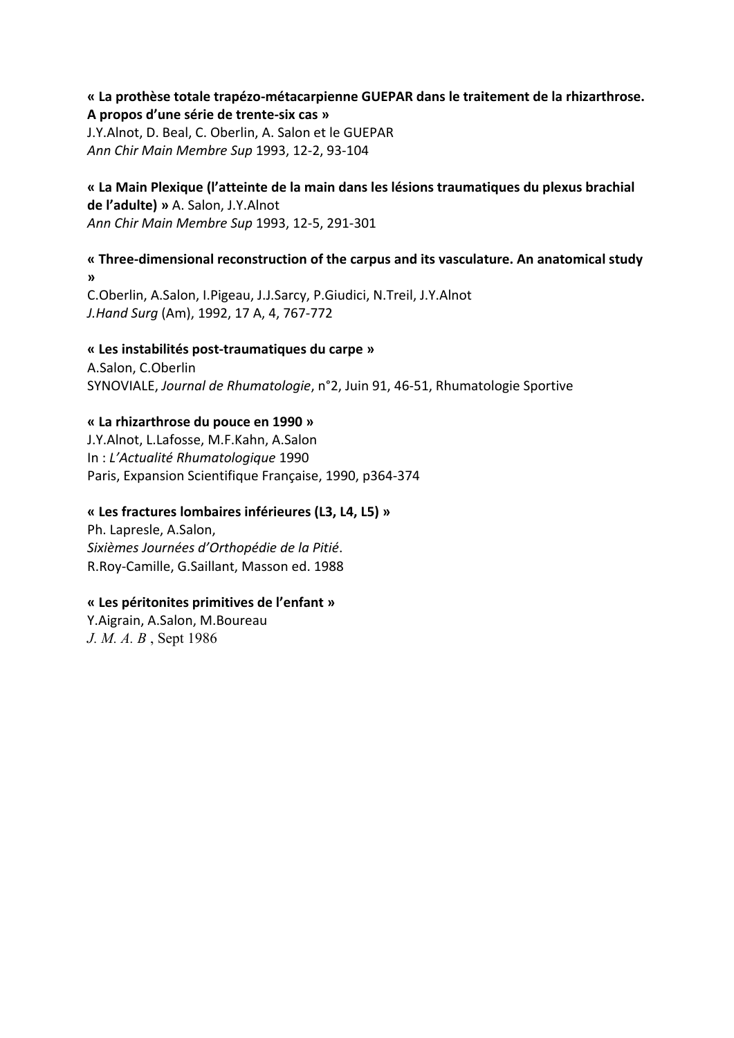**« La prothèse totale trapézo-métacarpienne GUEPAR dans le traitement de la rhizarthrose. A propos d'une série de trente-six cas »**
J.Y.Alnot, D. Beal, C. Oberlin, A. Salon et le GUEPAR
*Ann Chir Main Membre Sup* 1993, 12-2, 93-104

**« La Main Plexique (l'atteinte de la main dans les lésions traumatiques du plexus brachial de l'adulte) »** A. Salon, J.Y.Alnot
*Ann Chir Main Membre Sup* 1993, 12-5, 291-301

**« Three-dimensional reconstruction of the carpus and its vasculature. An anatomical study »**
C.Oberlin, A.Salon, I.Pigeau, J.J.Sarcy, P.Giudici, N.Treil, J.Y.Alnot
*J.Hand Surg* (Am), 1992, 17 A, 4, 767-772

**« Les instabilités post-traumatiques du carpe »**
A.Salon, C.Oberlin
SYNOVIALE, *Journal de Rhumatologie*, n°2, Juin 91, 46-51, Rhumatologie Sportive

**« La rhizarthrose du pouce en 1990 »**
J.Y.Alnot, L.Lafosse, M.F.Kahn, A.Salon
In : *L'Actualité Rhumatologique* 1990
Paris, Expansion Scientifique Française, 1990, p364-374

**« Les fractures lombaires inférieures (L3, L4, L5) »**
Ph. Lapresle, A.Salon,
*Sixièmes Journées d'Orthopédie de la Pitié*.
R.Roy-Camille, G.Saillant, Masson ed. 1988

**« Les péritonites primitives de l'enfant »**
Y.Aigrain, A.Salon, M.Boureau
*J. M. A. B* , Sept 1986